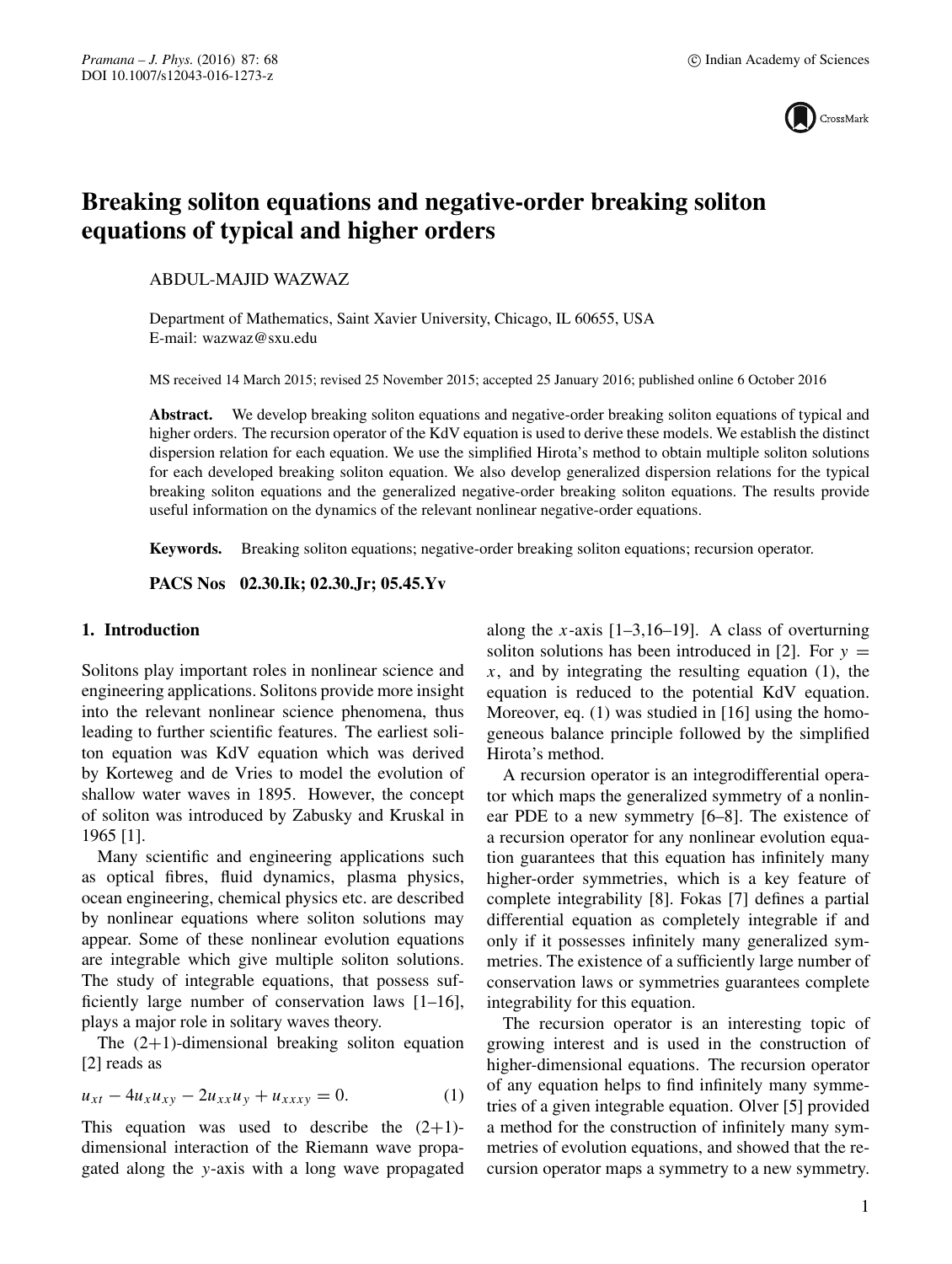# Breaking soliton equations and negative-order breaking soliton equations of typical and higher orders

ABDUL-MAJID WAZWAZ

Department of Mathematics, Saint Xavier University, Chicago, IL 60655, USA
E-mail: wazwaz@sxu.edu

MS received 14 March 2015; revised 25 November 2015; accepted 25 January 2016; published online 6 October 2016

**Abstract.** We develop breaking soliton equations and negative-order breaking soliton equations of typical and higher orders. The recursion operator of the KdV equation is used to derive these models. We establish the distinct dispersion relation for each equation. We use the simplified Hirota's method to obtain multiple soliton solutions for each developed breaking soliton equation. We also develop generalized dispersion relations for the typical breaking soliton equations and the generalized negative-order breaking soliton equations. The results provide useful information on the dynamics of the relevant nonlinear negative-order equations.

**Keywords.** Breaking soliton equations; negative-order breaking soliton equations; recursion operator.

**PACS Nos** 02.30.Ik; 02.30.Jr; 05.45.Yv

## 1. Introduction

Solitons play important roles in nonlinear science and engineering applications. Solitons provide more insight into the relevant nonlinear science phenomena, thus leading to further scientific features. The earliest soliton equation was KdV equation which was derived by Korteweg and de Vries to model the evolution of shallow water waves in 1895. However, the concept of soliton was introduced by Zabusky and Kruskal in 1965 [1].

Many scientific and engineering applications such as optical fibres, fluid dynamics, plasma physics, ocean engineering, chemical physics etc. are described by nonlinear equations where soliton solutions may appear. Some of these nonlinear evolution equations are integrable which give multiple soliton solutions. The study of integrable equations, that possess sufficiently large number of conservation laws [1–16], plays a major role in solitary waves theory.

The (2+1)-dimensional breaking soliton equation [2] reads as

$$u_{xt} - 4u_x u_{xy} - 2u_{xx}u_y + u_{xxxy} = 0. \tag{1}$$

This equation was used to describe the (2+1)-dimensional interaction of the Riemann wave propagated along the $y$-axis with a long wave propagated along the $x$-axis [1–3,16–19]. A class of overturning soliton solutions has been introduced in [2]. For $y = x$, and by integrating the resulting equation (1), the equation is reduced to the potential KdV equation. Moreover, eq. (1) was studied in [16] using the homogeneous balance principle followed by the simplified Hirota's method.

A recursion operator is an integrodifferential operator which maps the generalized symmetry of a nonlinear PDE to a new symmetry [6–8]. The existence of a recursion operator for any nonlinear evolution equation guarantees that this equation has infinitely many higher-order symmetries, which is a key feature of complete integrability [8]. Fokas [7] defines a partial differential equation as completely integrable if and only if it possesses infinitely many generalized symmetries. The existence of a sufficiently large number of conservation laws or symmetries guarantees complete integrability for this equation.

The recursion operator is an interesting topic of growing interest and is used in the construction of higher-dimensional equations. The recursion operator of any equation helps to find infinitely many symmetries of a given integrable equation. Olver [5] provided a method for the construction of infinitely many symmetries of evolution equations, and showed that the recursion operator maps a symmetry to a new symmetry.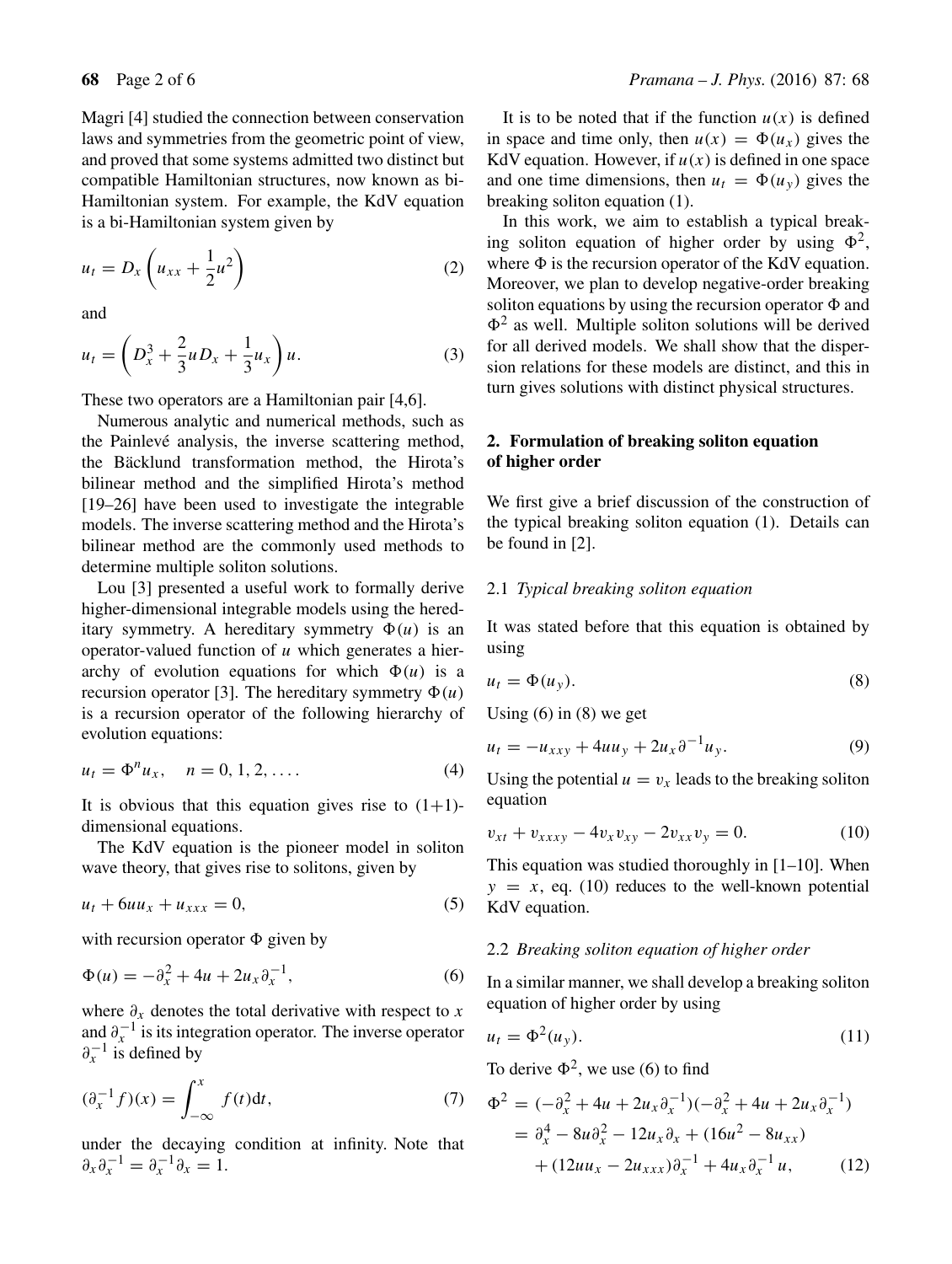Magri [4] studied the connection between conservation laws and symmetries from the geometric point of view, and proved that some systems admitted two distinct but compatible Hamiltonian structures, now known as bi-Hamiltonian system. For example, the KdV equation is a bi-Hamiltonian system given by

$$u_t = D_x\left(u_{xx} + \frac{1}{2}u^2\right) \tag{2}$$

and

$$u_t = \left(D_x^3 + \frac{2}{3}uD_x + \frac{1}{3}u_x\right)u. \tag{3}$$

These two operators are a Hamiltonian pair [4,6].

Numerous analytic and numerical methods, such as the Painlevé analysis, the inverse scattering method, the Bäcklund transformation method, the Hirota's bilinear method and the simplified Hirota's method [19–26] have been used to investigate the integrable models. The inverse scattering method and the Hirota's bilinear method are the commonly used methods to determine multiple soliton solutions.

Lou [3] presented a useful work to formally derive higher-dimensional integrable models using the hereditary symmetry. A hereditary symmetry $\Phi(u)$ is an operator-valued function of $u$ which generates a hierarchy of evolution equations for which $\Phi(u)$ is a recursion operator [3]. The hereditary symmetry $\Phi(u)$ is a recursion operator of the following hierarchy of evolution equations:

$$u_t = \Phi^n u_x, \quad n = 0, 1, 2, \ldots. \tag{4}$$

It is obvious that this equation gives rise to (1+1)-dimensional equations.

The KdV equation is the pioneer model in soliton wave theory, that gives rise to solitons, given by

$$u_t + 6uu_x + u_{xxx} = 0, \tag{5}$$

with recursion operator $\Phi$ given by

$$\Phi(u) = -\partial_x^2 + 4u + 2u_x\partial_x^{-1}, \tag{6}$$

where $\partial_x$ denotes the total derivative with respect to $x$ and $\partial_x^{-1}$ is its integration operator. The inverse operator $\partial_x^{-1}$ is defined by

$$(\partial_x^{-1}f)(x) = \int_{-\infty}^{x} f(t)\mathrm{d}t, \tag{7}$$

under the decaying condition at infinity. Note that $\partial_x\partial_x^{-1} = \partial_x^{-1}\partial_x = 1$.

It is to be noted that if the function $u(x)$ is defined in space and time only, then $u(x) = \Phi(u_x)$ gives the KdV equation. However, if $u(x)$ is defined in one space and one time dimensions, then $u_t = \Phi(u_y)$ gives the breaking soliton equation (1).

In this work, we aim to establish a typical breaking soliton equation of higher order by using $\Phi^2$, where $\Phi$ is the recursion operator of the KdV equation. Moreover, we plan to develop negative-order breaking soliton equations by using the recursion operator $\Phi$ and $\Phi^2$ as well. Multiple soliton solutions will be derived for all derived models. We shall show that the dispersion relations for these models are distinct, and this in turn gives solutions with distinct physical structures.

## 2. Formulation of breaking soliton equation of higher order

We first give a brief discussion of the construction of the typical breaking soliton equation (1). Details can be found in [2].

### 2.1 *Typical breaking soliton equation*

It was stated before that this equation is obtained by using

$$u_t = \Phi(u_y). \tag{8}$$

Using (6) in (8) we get

$$u_t = -u_{xxy} + 4uu_y + 2u_x\partial^{-1}u_y. \tag{9}$$

Using the potential $u = v_x$ leads to the breaking soliton equation

$$v_{xt} + v_{xxxy} - 4v_xv_{xy} - 2v_{xx}v_y = 0. \tag{10}$$

This equation was studied thoroughly in [1–10]. When $y = x$, eq. (10) reduces to the well-known potential KdV equation.

### 2.2 *Breaking soliton equation of higher order*

In a similar manner, we shall develop a breaking soliton equation of higher order by using

$$u_t = \Phi^2(u_y). \tag{11}$$

To derive $\Phi^2$, we use (6) to find

$$\begin{aligned}\Phi^2 &= (-\partial_x^2 + 4u + 2u_x\partial_x^{-1})(-\partial_x^2 + 4u + 2u_x\partial_x^{-1}) \\ &= \partial_x^4 - 8u\partial_x^2 - 12u_x\partial_x + (16u^2 - 8u_{xx}) \\ &\quad + (12uu_x - 2u_{xxx})\partial_x^{-1} + 4u_x\partial_x^{-1}u,\end{aligned} \tag{12}$$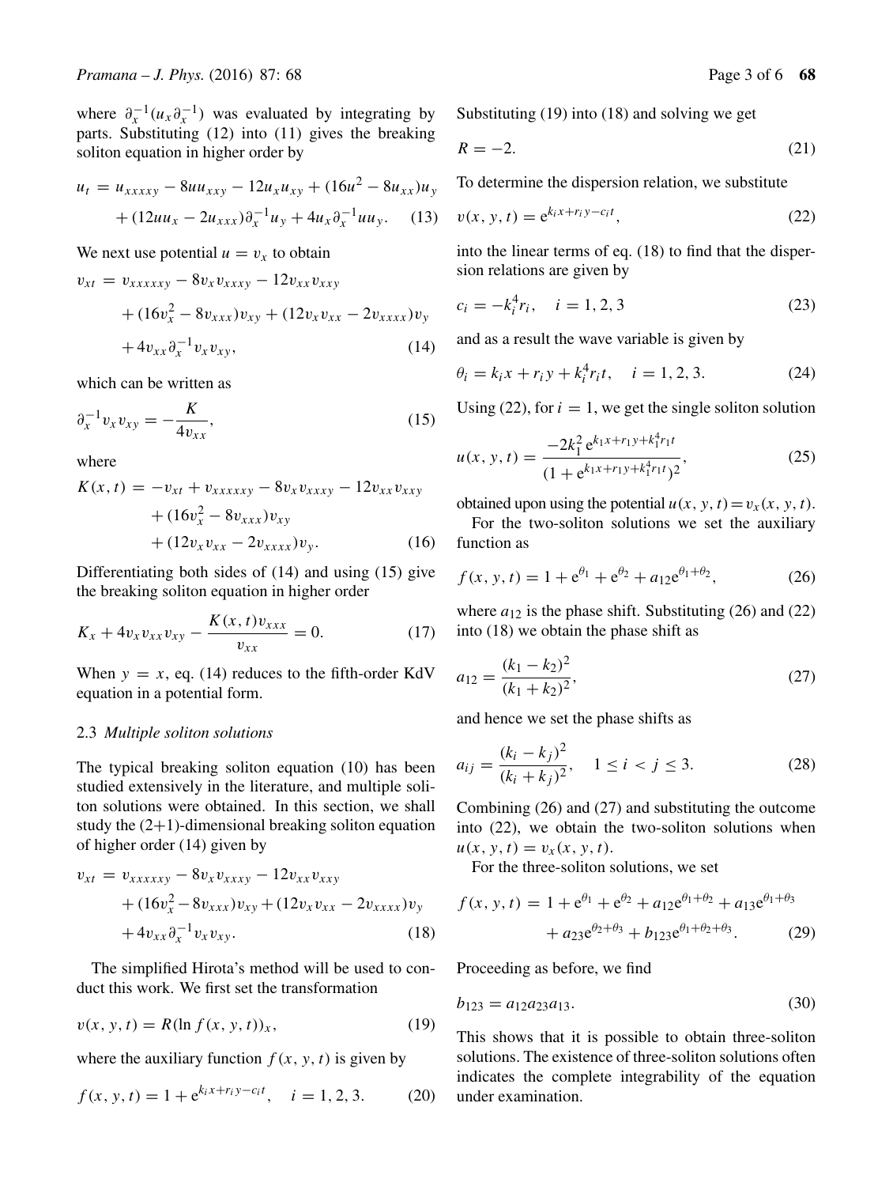where $\partial_x^{-1}(u_x\partial_x^{-1})$ was evaluated by integrating by parts. Substituting (12) into (11) gives the breaking soliton equation in higher order by

$$
\begin{aligned}
u_t &= u_{xxxxy} - 8uu_{xxy} - 12u_x u_{xy} + (16u^2 - 8u_{xx})u_y \\
&\quad + (12uu_x - 2u_{xxx})\partial_x^{-1}u_y + 4u_x\partial_x^{-1}uu_y. \quad (13)
\end{aligned}
$$

We next use potential $u = v_x$ to obtain

$$
\begin{aligned}
v_{xt} &= v_{xxxxxy} - 8v_x v_{xxxy} - 12v_{xx}v_{xxy} \\
&\quad + (16v_x^2 - 8v_{xxx})v_{xy} + (12v_x v_{xx} - 2v_{xxxx})v_y \\
&\quad + 4v_{xx}\partial_x^{-1}v_x v_{xy}, \quad (14)
\end{aligned}
$$

which can be written as

$$
\partial_x^{-1}v_x v_{xy} = -\frac{K}{4v_{xx}}, \quad (15)
$$

where

$$
\begin{aligned}
K(x,t) &= -v_{xt} + v_{xxxxxy} - 8v_x v_{xxxy} - 12v_{xx}v_{xxy} \\
&\quad + (16v_x^2 - 8v_{xxx})v_{xy} \\
&\quad + (12v_x v_{xx} - 2v_{xxxx})v_y. \quad (16)
\end{aligned}
$$

Differentiating both sides of (14) and using (15) give the breaking soliton equation in higher order

$$
K_x + 4v_x v_{xx} v_{xy} - \frac{K(x,t)v_{xxx}}{v_{xx}} = 0. \quad (17)
$$

When $y = x$, eq. (14) reduces to the fifth-order KdV equation in a potential form.

### 2.3 *Multiple soliton solutions*

The typical breaking soliton equation (10) has been studied extensively in the literature, and multiple soliton solutions were obtained. In this section, we shall study the (2+1)-dimensional breaking soliton equation of higher order (14) given by

$$
\begin{aligned}
v_{xt} &= v_{xxxxxy} - 8v_x v_{xxxy} - 12v_{xx}v_{xxy} \\
&\quad + (16v_x^2 - 8v_{xxx})v_{xy} + (12v_x v_{xx} - 2v_{xxxx})v_y \\
&\quad + 4v_{xx}\partial_x^{-1}v_x v_{xy}. \quad (18)
\end{aligned}
$$

The simplified Hirota's method will be used to conduct this work. We first set the transformation

$$
v(x,y,t) = R(\ln f(x,y,t))_x, \quad (19)
$$

where the auxiliary function $f(x,y,t)$ is given by

$$
f(x,y,t) = 1 + \mathrm{e}^{k_i x + r_i y - c_i t}, \quad i = 1,2,3. \quad (20)
$$

Substituting (19) into (18) and solving we get

$$
R = -2. \quad (21)
$$

To determine the dispersion relation, we substitute

$$
v(x,y,t) = \mathrm{e}^{k_i x + r_i y - c_i t}, \quad (22)
$$

into the linear terms of eq. (18) to find that the dispersion relations are given by

$$
c_i = -k_i^4 r_i, \quad i = 1,2,3 \quad (23)
$$

and as a result the wave variable is given by

$$
\theta_i = k_i x + r_i y + k_i^4 r_i t, \quad i = 1,2,3. \quad (24)
$$

Using (22), for $i = 1$, we get the single soliton solution

$$
u(x,y,t) = \frac{-2k_1^2\,\mathrm{e}^{k_1 x + r_1 y + k_1^4 r_1 t}}{(1 + \mathrm{e}^{k_1 x + r_1 y + k_1^4 r_1 t})^2}, \quad (25)
$$

obtained upon using the potential $u(x,y,t) = v_x(x,y,t)$.

For the two-soliton solutions we set the auxiliary function as

$$
f(x,y,t) = 1 + \mathrm{e}^{\theta_1} + \mathrm{e}^{\theta_2} + a_{12}\mathrm{e}^{\theta_1+\theta_2}, \quad (26)
$$

where $a_{12}$ is the phase shift. Substituting (26) and (22) into (18) we obtain the phase shift as

$$
a_{12} = \frac{(k_1 - k_2)^2}{(k_1 + k_2)^2}, \quad (27)
$$

and hence we set the phase shifts as

$$
a_{ij} = \frac{(k_i - k_j)^2}{(k_i + k_j)^2}, \quad 1 \le i < j \le 3. \quad (28)
$$

Combining (26) and (27) and substituting the outcome into (22), we obtain the two-soliton solutions when $u(x,y,t) = v_x(x,y,t)$.

For the three-soliton solutions, we set

$$
\begin{aligned}
f(x,y,t) &= 1 + \mathrm{e}^{\theta_1} + \mathrm{e}^{\theta_2} + a_{12}\mathrm{e}^{\theta_1+\theta_2} + a_{13}\mathrm{e}^{\theta_1+\theta_3} \\
&\quad + a_{23}\mathrm{e}^{\theta_2+\theta_3} + b_{123}\mathrm{e}^{\theta_1+\theta_2+\theta_3}. \quad (29)
\end{aligned}
$$

Proceeding as before, we find

$$
b_{123} = a_{12}a_{23}a_{13}. \quad (30)
$$

This shows that it is possible to obtain three-soliton solutions. The existence of three-soliton solutions often indicates the complete integrability of the equation under examination.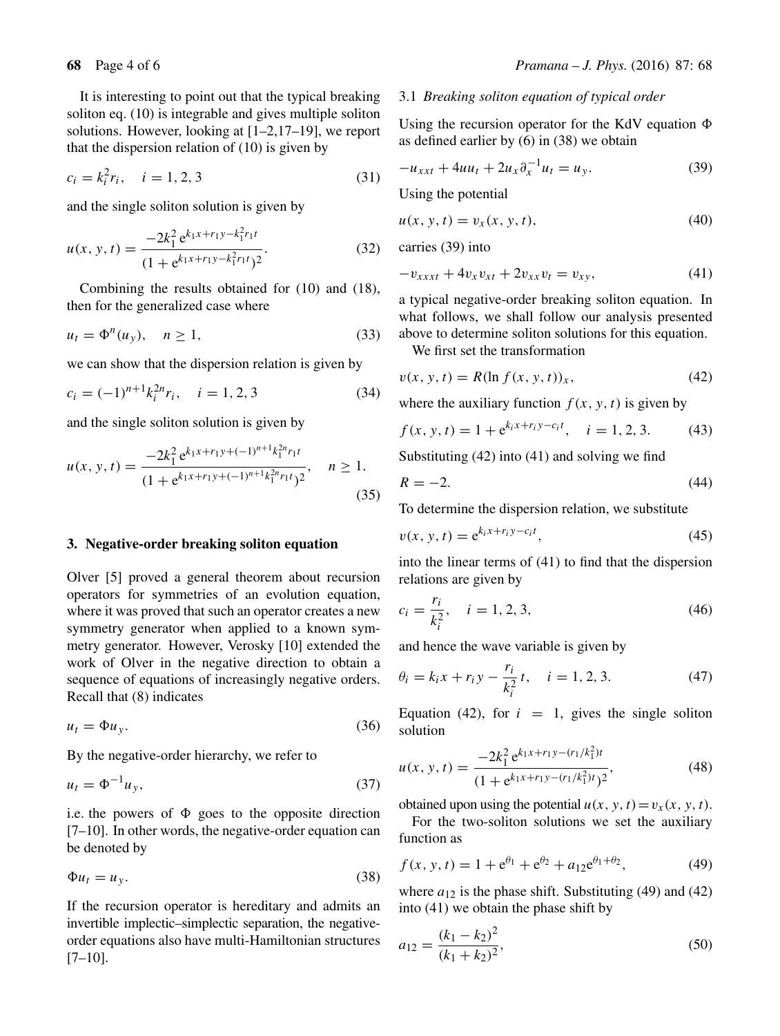It is interesting to point out that the typical breaking soliton eq. (10) is integrable and gives multiple soliton solutions. However, looking at [1–2,17–19], we report that the dispersion relation of (10) is given by

$$c_i = k_i^2 r_i, \quad i = 1, 2, 3 \tag{31}$$

and the single soliton solution is given by

$$u(x, y, t) = \frac{-2k_1^2\, \mathrm{e}^{k_1 x + r_1 y - k_1^2 r_1 t}}{(1 + \mathrm{e}^{k_1 x + r_1 y - k_1^2 r_1 t})^2}. \tag{32}$$

Combining the results obtained for (10) and (18), then for the generalized case where

$$u_t = \Phi^n(u_y), \quad n \geq 1, \tag{33}$$

we can show that the dispersion relation is given by

$$c_i = (-1)^{n+1} k_i^{2n} r_i, \quad i = 1, 2, 3 \tag{34}$$

and the single soliton solution is given by

$$u(x, y, t) = \frac{-2k_1^2\, \mathrm{e}^{k_1 x + r_1 y + (-1)^{n+1} k_1^{2n} r_1 t}}{(1 + \mathrm{e}^{k_1 x + r_1 y + (-1)^{n+1} k_1^{2n} r_1 t})^2}, \quad n \geq 1. \tag{35}$$

## 3. Negative-order breaking soliton equation

Olver [5] proved a general theorem about recursion operators for symmetries of an evolution equation, where it was proved that such an operator creates a new symmetry generator when applied to a known symmetry generator. However, Verosky [10] extended the work of Olver in the negative direction to obtain a sequence of equations of increasingly negative orders. Recall that (8) indicates

$$u_t = \Phi u_y. \tag{36}$$

By the negative-order hierarchy, we refer to

$$u_t = \Phi^{-1} u_y, \tag{37}$$

i.e. the powers of $\Phi$ goes to the opposite direction [7–10]. In other words, the negative-order equation can be denoted by

$$\Phi u_t = u_y. \tag{38}$$

If the recursion operator is hereditary and admits an invertible implectic–simplectic separation, the negative-order equations also have multi-Hamiltonian structures [7–10].

### 3.1 *Breaking soliton equation of typical order*

Using the recursion operator for the KdV equation $\Phi$ as defined earlier by (6) in (38) we obtain

$$-u_{xxt} + 4uu_t + 2u_x \partial_x^{-1} u_t = u_y. \tag{39}$$

Using the potential

$$u(x, y, t) = v_x(x, y, t), \tag{40}$$

carries (39) into

$$-v_{xxxt} + 4v_x v_{xt} + 2v_{xx} v_t = v_{xy}, \tag{41}$$

a typical negative-order breaking soliton equation. In what follows, we shall follow our analysis presented above to determine soliton solutions for this equation.

We first set the transformation

$$v(x, y, t) = R(\ln f(x, y, t))_x, \tag{42}$$

where the auxiliary function $f(x, y, t)$ is given by

$$f(x, y, t) = 1 + \mathrm{e}^{k_i x + r_i y - c_i t}, \quad i = 1, 2, 3. \tag{43}$$

Substituting (42) into (41) and solving we find

$$R = -2. \tag{44}$$

To determine the dispersion relation, we substitute

$$v(x, y, t) = \mathrm{e}^{k_i x + r_i y - c_i t}, \tag{45}$$

into the linear terms of (41) to find that the dispersion relations are given by

$$c_i = \frac{r_i}{k_i^2}, \quad i = 1, 2, 3, \tag{46}$$

and hence the wave variable is given by

$$\theta_i = k_i x + r_i y - \frac{r_i}{k_i^2} t, \quad i = 1, 2, 3. \tag{47}$$

Equation (42), for $i = 1$, gives the single soliton solution

$$u(x, y, t) = \frac{-2k_1^2\, \mathrm{e}^{k_1 x + r_1 y - (r_1/k_1^2)t}}{(1 + \mathrm{e}^{k_1 x + r_1 y - (r_1/k_1^2)t})^2}, \tag{48}$$

obtained upon using the potential $u(x, y, t) = v_x(x, y, t)$.

For the two-soliton solutions we set the auxiliary function as

$$f(x, y, t) = 1 + \mathrm{e}^{\theta_1} + \mathrm{e}^{\theta_2} + a_{12}\mathrm{e}^{\theta_1 + \theta_2}, \tag{49}$$

where $a_{12}$ is the phase shift. Substituting (49) and (42) into (41) we obtain the phase shift by

$$a_{12} = \frac{(k_1 - k_2)^2}{(k_1 + k_2)^2}, \tag{50}$$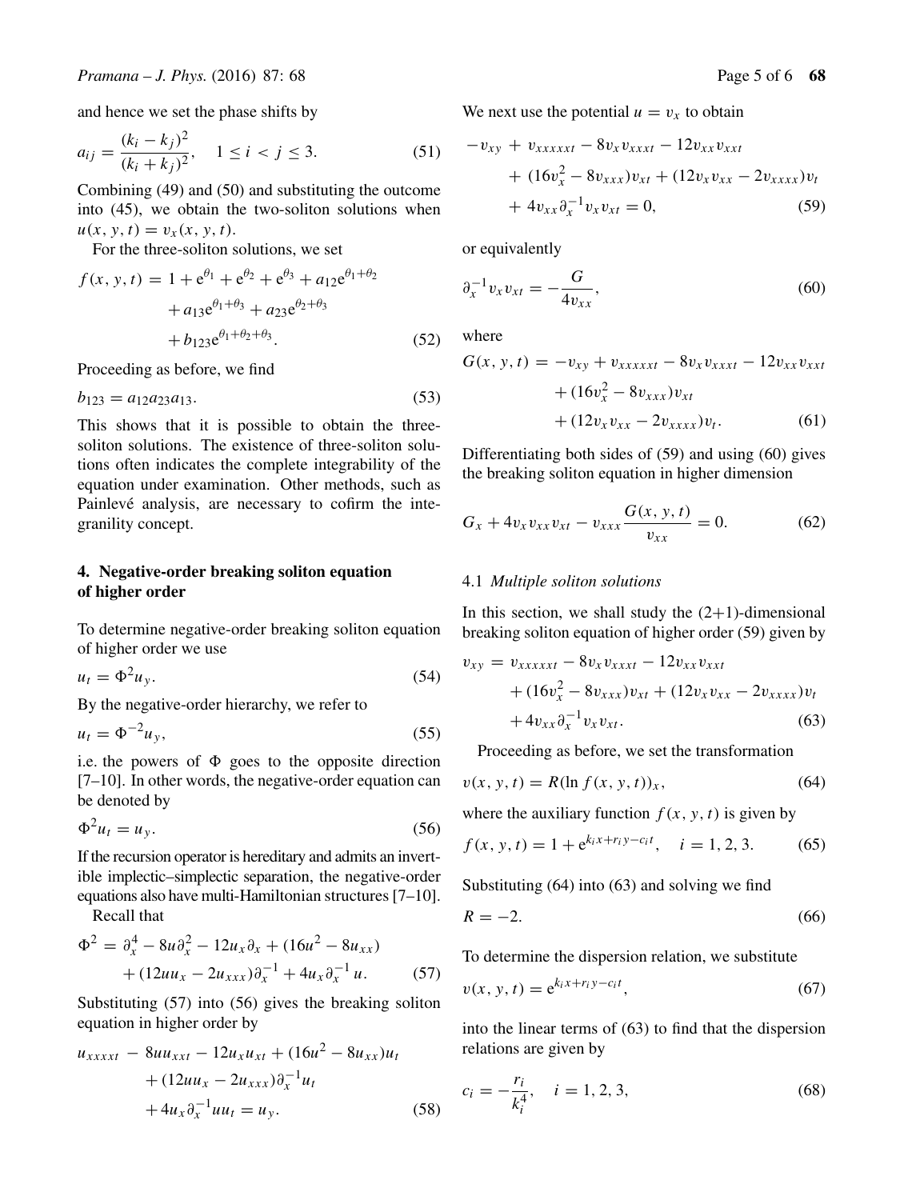and hence we set the phase shifts by

$$a_{ij} = \frac{(k_i - k_j)^2}{(k_i + k_j)^2}, \quad 1 \le i < j \le 3. \tag{51}$$

Combining (49) and (50) and substituting the outcome into (45), we obtain the two-soliton solutions when $u(x, y, t) = v_x(x, y, t)$.

For the three-soliton solutions, we set

$$\begin{aligned} f(x, y, t) = & \; 1 + e^{\theta_1} + e^{\theta_2} + e^{\theta_3} + a_{12}e^{\theta_1+\theta_2} \\ & + a_{13}e^{\theta_1+\theta_3} + a_{23}e^{\theta_2+\theta_3} \\ & + b_{123}e^{\theta_1+\theta_2+\theta_3}. \end{aligned} \tag{52}$$

Proceeding as before, we find

$$b_{123} = a_{12}a_{23}a_{13}. \tag{53}$$

This shows that it is possible to obtain the three-soliton solutions. The existence of three-soliton solutions often indicates the complete integrability of the equation under examination. Other methods, such as Painlevé analysis, are necessary to cofirm the integranility concept.

## 4. Negative-order breaking soliton equation of higher order

To determine negative-order breaking soliton equation of higher order we use

$$u_t = \Phi^2 u_y. \tag{54}$$

By the negative-order hierarchy, we refer to

$$u_t = \Phi^{-2} u_y, \tag{55}$$

i.e. the powers of $\Phi$ goes to the opposite direction [7–10]. In other words, the negative-order equation can be denoted by

$$\Phi^2 u_t = u_y. \tag{56}$$

If the recursion operator is hereditary and admits an invertible implectic–simplectic separation, the negative-order equations also have multi-Hamiltonian structures [7–10].

Recall that

$$\begin{aligned} \Phi^2 = & \; \partial_x^4 - 8u\partial_x^2 - 12u_x\partial_x + (16u^2 - 8u_{xx}) \\ & + (12uu_x - 2u_{xxx})\partial_x^{-1} + 4u_x\partial_x^{-1} u. \end{aligned} \tag{57}$$

Substituting (57) into (56) gives the breaking soliton equation in higher order by

$$\begin{aligned} & u_{xxxxt} - 8uu_{xxt} - 12u_xu_{xt} + (16u^2 - 8u_{xx})u_t \\ & \quad + (12uu_x - 2u_{xxx})\partial_x^{-1}u_t \\ & \quad + 4u_x\partial_x^{-1}uu_t = u_y. \end{aligned} \tag{58}$$

We next use the potential $u = v_x$ to obtain

$$\begin{aligned} & -v_{xy} + v_{xxxxxt} - 8v_xv_{xxxt} - 12v_{xx}v_{xxt} \\ & \quad + (16v_x^2 - 8v_{xxx})v_{xt} + (12v_xv_{xx} - 2v_{xxxx})v_t \\ & \quad + 4v_{xx}\partial_x^{-1}v_xv_{xt} = 0, \end{aligned} \tag{59}$$

or equivalently

$$\partial_x^{-1}v_xv_{xt} = -\frac{G}{4v_{xx}}, \tag{60}$$

where

$$\begin{aligned} G(x, y, t) = & -v_{xy} + v_{xxxxxt} - 8v_xv_{xxxt} - 12v_{xx}v_{xxt} \\ & + (16v_x^2 - 8v_{xxx})v_{xt} \\ & + (12v_xv_{xx} - 2v_{xxxx})v_t. \end{aligned} \tag{61}$$

Differentiating both sides of (59) and using (60) gives the breaking soliton equation in higher dimension

$$G_x + 4v_xv_{xx}v_{xt} - v_{xxx}\frac{G(x, y, t)}{v_{xx}} = 0. \tag{62}$$

### 4.1 *Multiple soliton solutions*

In this section, we shall study the (2+1)-dimensional breaking soliton equation of higher order (59) given by

$$\begin{aligned} v_{xy} = & \; v_{xxxxxt} - 8v_xv_{xxxt} - 12v_{xx}v_{xxt} \\ & + (16v_x^2 - 8v_{xxx})v_{xt} + (12v_xv_{xx} - 2v_{xxxx})v_t \\ & + 4v_{xx}\partial_x^{-1}v_xv_{xt}. \end{aligned} \tag{63}$$

Proceeding as before, we set the transformation

$$v(x, y, t) = R(\ln f(x, y, t))_x, \tag{64}$$

where the auxiliary function $f(x, y, t)$ is given by

$$f(x, y, t) = 1 + e^{k_ix + r_iy - c_it}, \quad i = 1, 2, 3. \tag{65}$$

Substituting (64) into (63) and solving we find

$$R = -2. \tag{66}$$

To determine the dispersion relation, we substitute

$$v(x, y, t) = e^{k_ix + r_iy - c_it}, \tag{67}$$

into the linear terms of (63) to find that the dispersion relations are given by

$$c_i = -\frac{r_i}{k_i^4}, \quad i = 1, 2, 3, \tag{68}$$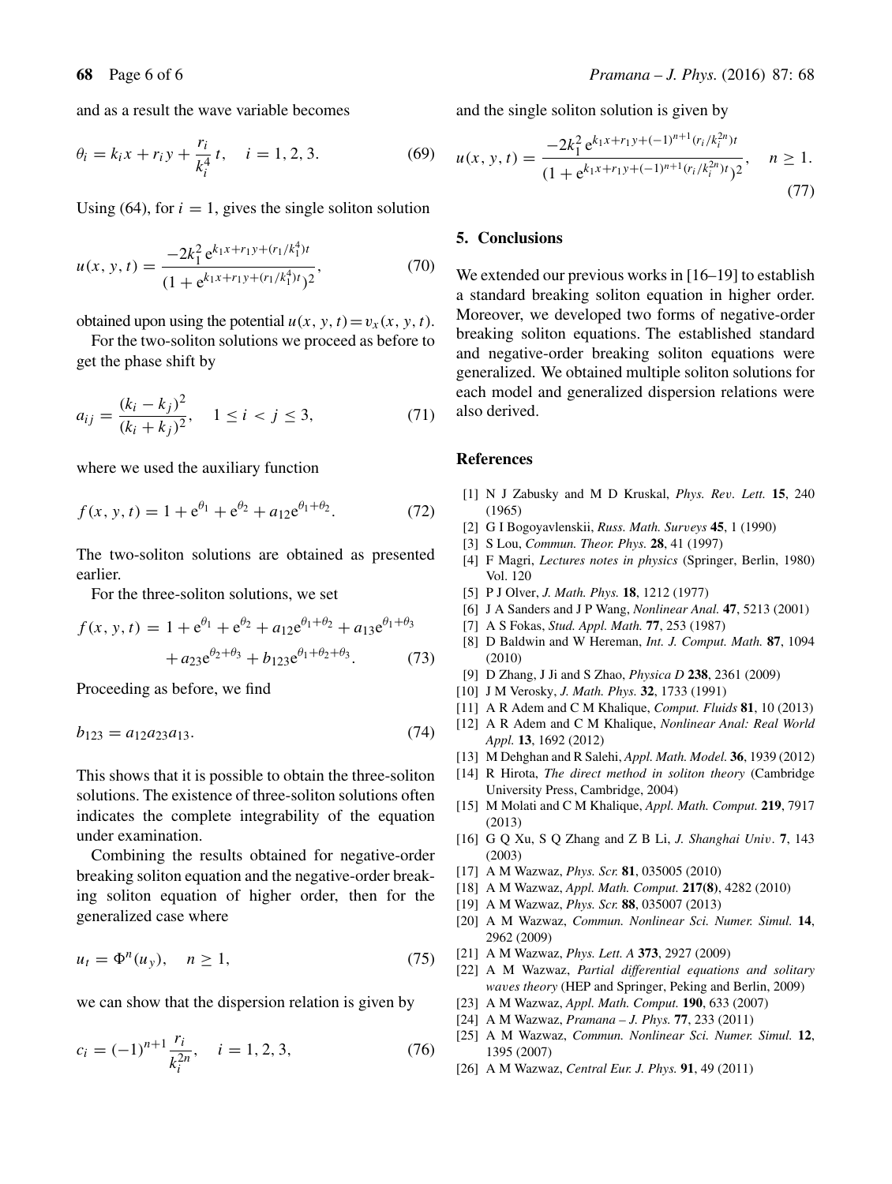and as a result the wave variable becomes

$$\theta_i = k_i x + r_i y + \frac{r_i}{k_i^4} t, \quad i = 1, 2, 3. \tag{69}$$

Using (64), for $i = 1$, gives the single soliton solution

$$u(x, y, t) = \frac{-2k_1^2 \, \mathrm{e}^{k_1 x + r_1 y + (r_1/k_1^4)t}}{(1 + \mathrm{e}^{k_1 x + r_1 y + (r_1/k_1^4)t})^2}, \tag{70}$$

obtained upon using the potential $u(x, y, t) = v_x(x, y, t)$.

For the two-soliton solutions we proceed as before to get the phase shift by

$$a_{ij} = \frac{(k_i - k_j)^2}{(k_i + k_j)^2}, \quad 1 \leq i < j \leq 3, \tag{71}$$

where we used the auxiliary function

$$f(x, y, t) = 1 + \mathrm{e}^{\theta_1} + \mathrm{e}^{\theta_2} + a_{12}\mathrm{e}^{\theta_1 + \theta_2}. \tag{72}$$

The two-soliton solutions are obtained as presented earlier.

For the three-soliton solutions, we set

$$f(x, y, t) = 1 + \mathrm{e}^{\theta_1} + \mathrm{e}^{\theta_2} + a_{12}\mathrm{e}^{\theta_1 + \theta_2} + a_{13}\mathrm{e}^{\theta_1 + \theta_3} + a_{23}\mathrm{e}^{\theta_2 + \theta_3} + b_{123}\mathrm{e}^{\theta_1 + \theta_2 + \theta_3}. \tag{73}$$

Proceeding as before, we find

$$b_{123} = a_{12}a_{23}a_{13}. \tag{74}$$

This shows that it is possible to obtain the three-soliton solutions. The existence of three-soliton solutions often indicates the complete integrability of the equation under examination.

Combining the results obtained for negative-order breaking soliton equation and the negative-order breaking soliton equation of higher order, then for the generalized case where

$$u_t = \Phi^n(u_y), \quad n \geq 1, \tag{75}$$

we can show that the dispersion relation is given by

$$c_i = (-1)^{n+1} \frac{r_i}{k_i^{2n}}, \quad i = 1, 2, 3, \tag{76}$$

and the single soliton solution is given by

$$u(x, y, t) = \frac{-2k_1^2 \, \mathrm{e}^{k_1 x + r_1 y + (-1)^{n+1}(r_i/k_i^{2n})t}}{(1 + \mathrm{e}^{k_1 x + r_1 y + (-1)^{n+1}(r_i/k_i^{2n})t})^2}, \quad n \geq 1. \tag{77}$$

## 5. Conclusions

We extended our previous works in [16–19] to establish a standard breaking soliton equation in higher order. Moreover, we developed two forms of negative-order breaking soliton equations. The established standard and negative-order breaking soliton equations were generalized. We obtained multiple soliton solutions for each model and generalized dispersion relations were also derived.

## References

[1] N J Zabusky and M D Kruskal, *Phys. Rev. Lett.* **15**, 240 (1965)
[2] G I Bogoyavlenskii, *Russ. Math. Surveys* **45**, 1 (1990)
[3] S Lou, *Commun. Theor. Phys.* **28**, 41 (1997)
[4] F Magri, *Lectures notes in physics* (Springer, Berlin, 1980) Vol. 120
[5] P J Olver, *J. Math. Phys.* **18**, 1212 (1977)
[6] J A Sanders and J P Wang, *Nonlinear Anal.* **47**, 5213 (2001)
[7] A S Fokas, *Stud. Appl. Math.* **77**, 253 (1987)
[8] D Baldwin and W Hereman, *Int. J. Comput. Math.* **87**, 1094 (2010)
[9] D Zhang, J Ji and S Zhao, *Physica D* **238**, 2361 (2009)
[10] J M Verosky, *J. Math. Phys.* **32**, 1733 (1991)
[11] A R Adem and C M Khalique, *Comput. Fluids* **81**, 10 (2013)
[12] A R Adem and C M Khalique, *Nonlinear Anal: Real World Appl.* **13**, 1692 (2012)
[13] M Dehghan and R Salehi, *Appl. Math. Model.* **36**, 1939 (2012)
[14] R Hirota, *The direct method in soliton theory* (Cambridge University Press, Cambridge, 2004)
[15] M Molati and C M Khalique, *Appl. Math. Comput.* **219**, 7917 (2013)
[16] G Q Xu, S Q Zhang and Z B Li, *J. Shanghai Univ.* **7**, 143 (2003)
[17] A M Wazwaz, *Phys. Scr.* **81**, 035005 (2010)
[18] A M Wazwaz, *Appl. Math. Comput.* **217(8)**, 4282 (2010)
[19] A M Wazwaz, *Phys. Scr.* **88**, 035007 (2013)
[20] A M Wazwaz, *Commun. Nonlinear Sci. Numer. Simul.* **14**, 2962 (2009)
[21] A M Wazwaz, *Phys. Lett. A* **373**, 2927 (2009)
[22] A M Wazwaz, *Partial differential equations and solitary waves theory* (HEP and Springer, Peking and Berlin, 2009)
[23] A M Wazwaz, *Appl. Math. Comput.* **190**, 633 (2007)
[24] A M Wazwaz, *Pramana – J. Phys.* **77**, 233 (2011)
[25] A M Wazwaz, *Commun. Nonlinear Sci. Numer. Simul.* **12**, 1395 (2007)
[26] A M Wazwaz, *Central Eur. J. Phys.* **91**, 49 (2011)